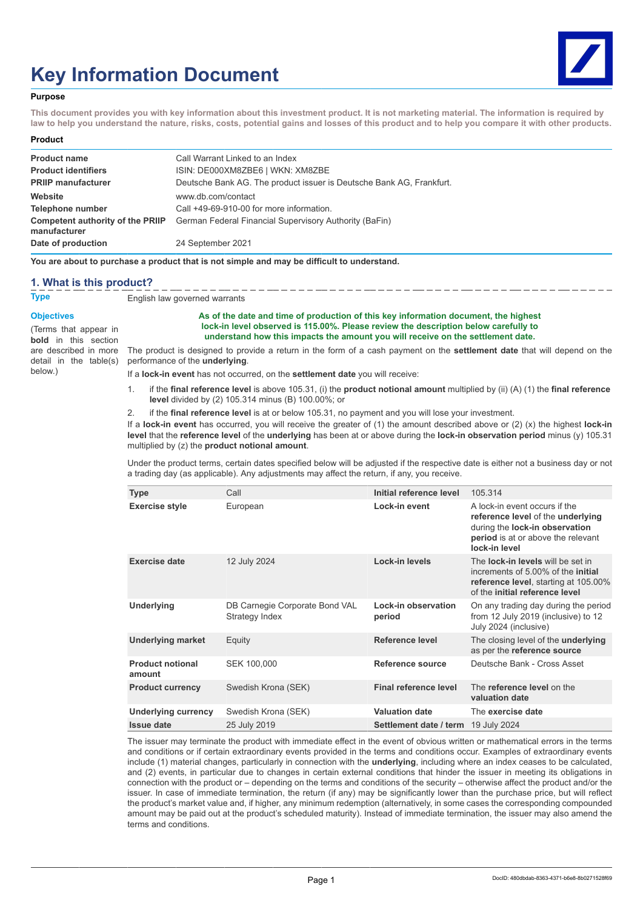# Key Information Document

**Purpose**

**This document provides you with key information about this investment product. It is not marketing material. The information is required by law to help you understand the nature, risks, costs, potential gains and losses of this product and to help you compare it with other products.**

**Product**

| | |
|---|---|
| **Product name** | Call Warrant Linked to an Index |
| **Product identifiers** | ISIN: DE000XM8ZBE6 \| WKN: XM8ZBE |
| **PRIIP manufacturer** | Deutsche Bank AG. The product issuer is Deutsche Bank AG, Frankfurt. |
| **Website** | www.db.com/contact |
| **Telephone number** | Call +49-69-910-00 for more information. |
| **Competent authority of the PRIIP manufacturer** | German Federal Financial Supervisory Authority (BaFin) |
| **Date of production** | 24 September 2021 |

**You are about to purchase a product that is not simple and may be difficult to understand.**

## 1. What is this product?

**Type**

English law governed warrants

**Objectives**

(Terms that appear in **bold** in this section are described in more detail in the table(s) below.)

**As of the date and time of production of this key information document, the highest lock-in level observed is 115.00%. Please review the description below carefully to understand how this impacts the amount you will receive on the settlement date.**

The product is designed to provide a return in the form of a cash payment on the **settlement date** that will depend on the performance of the **underlying**.

If a **lock-in event** has not occurred, on the **settlement date** you will receive:

1. if the **final reference level** is above 105.31, (i) the **product notional amount** multiplied by (ii) (A) (1) the **final reference level** divided by (2) 105.314 minus (B) 100.00%; or
2. if the **final reference level** is at or below 105.31, no payment and you will lose your investment.

If a **lock-in event** has occurred, you will receive the greater of (1) the amount described above or (2) (x) the highest **lock-in level** that the **reference level** of the **underlying** has been at or above during the **lock-in observation period** minus (y) 105.31 multiplied by (z) the **product notional amount**.

Under the product terms, certain dates specified below will be adjusted if the respective date is either not a business day or not a trading day (as applicable). Any adjustments may affect the return, if any, you receive.

| | | | |
|---|---|---|---|
| **Type** | Call | **Initial reference level** | 105.314 |
| **Exercise style** | European | **Lock-in event** | A lock-in event occurs if the **reference level** of the **underlying** during the **lock-in observation period** is at or above the relevant **lock-in level** |
| **Exercise date** | 12 July 2024 | **Lock-in levels** | The **lock-in levels** will be set in increments of 5.00% of the **initial reference level**, starting at 105.00% of the **initial reference level** |
| **Underlying** | DB Carnegie Corporate Bond VAL Strategy Index | **Lock-in observation period** | On any trading day during the period from 12 July 2019 (inclusive) to 12 July 2024 (inclusive) |
| **Underlying market** | Equity | **Reference level** | The closing level of the **underlying** as per the **reference source** |
| **Product notional amount** | SEK 100,000 | **Reference source** | Deutsche Bank - Cross Asset |
| **Product currency** | Swedish Krona (SEK) | **Final reference level** | The **reference level** on the **valuation date** |
| **Underlying currency** | Swedish Krona (SEK) | **Valuation date** | The **exercise date** |
| **Issue date** | 25 July 2019 | **Settlement date / term** | 19 July 2024 |

The issuer may terminate the product with immediate effect in the event of obvious written or mathematical errors in the terms and conditions or if certain extraordinary events provided in the terms and conditions occur. Examples of extraordinary events include (1) material changes, particularly in connection with the **underlying**, including where an index ceases to be calculated, and (2) events, in particular due to changes in certain external conditions that hinder the issuer in meeting its obligations in connection with the product or – depending on the terms and conditions of the security – otherwise affect the product and/or the issuer. In case of immediate termination, the return (if any) may be significantly lower than the purchase price, but will reflect the product's market value and, if higher, any minimum redemption (alternatively, in some cases the corresponding compounded amount may be paid out at the product's scheduled maturity). Instead of immediate termination, the issuer may also amend the terms and conditions.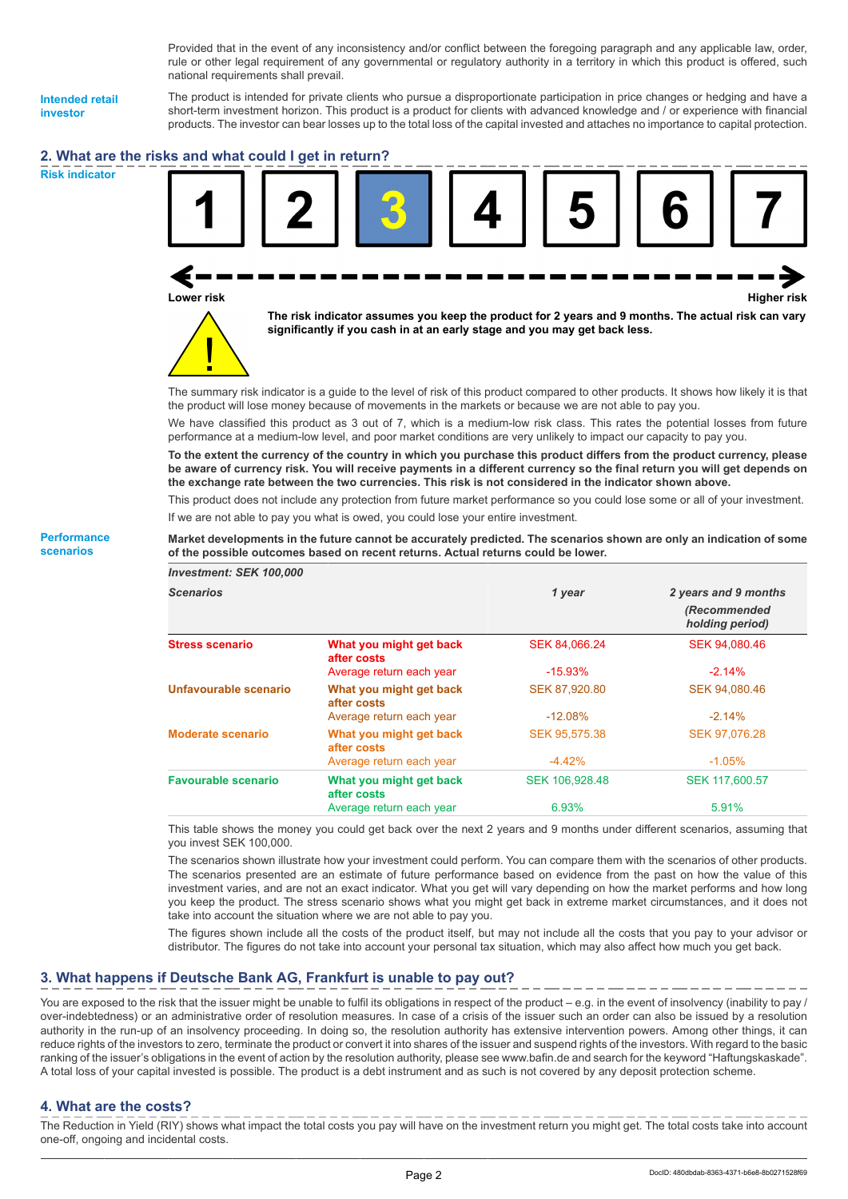Provided that in the event of any inconsistency and/or conflict between the foregoing paragraph and any applicable law, order, rule or other legal requirement of any governmental or regulatory authority in a territory in which this product is offered, such national requirements shall prevail.

**Intended retail investor**

The product is intended for private clients who pursue a disproportionate participation in price changes or hedging and have a short-term investment horizon. This product is a product for clients with advanced knowledge and / or experience with financial products. The investor can bear losses up to the total loss of the capital invested and attaches no importance to capital protection.

## 2. What are the risks and what could I get in return?

**Risk indicator**

1 | 2 | **3** | 4 | 5 | 6 | 7

Lower risk — Higher risk

**The risk indicator assumes you keep the product for 2 years and 9 months. The actual risk can vary significantly if you cash in at an early stage and you may get back less.**

The summary risk indicator is a guide to the level of risk of this product compared to other products. It shows how likely it is that the product will lose money because of movements in the markets or because we are not able to pay you.

We have classified this product as 3 out of 7, which is a medium-low risk class. This rates the potential losses from future performance at a medium-low level, and poor market conditions are very unlikely to impact our capacity to pay you.

**To the extent the currency of the country in which you purchase this product differs from the product currency, please be aware of currency risk. You will receive payments in a different currency so the final return you will get depends on the exchange rate between the two currencies. This risk is not considered in the indicator shown above.**

This product does not include any protection from future market performance so you could lose some or all of your investment.

If we are not able to pay you what is owed, you could lose your entire investment.

**Performance scenarios**

**Market developments in the future cannot be accurately predicted. The scenarios shown are only an indication of some of the possible outcomes based on recent returns. Actual returns could be lower.**

*Investment: SEK 100,000*

| *Scenarios* | | *1 year* | *2 years and 9 months (Recommended holding period)* |
|---|---|---|---|
| **Stress scenario** | **What you might get back after costs** | SEK 84,066.24 | SEK 94,080.46 |
| | Average return each year | -15.93% | -2.14% |
| **Unfavourable scenario** | **What you might get back after costs** | SEK 87,920.80 | SEK 94,080.46 |
| | Average return each year | -12.08% | -2.14% |
| **Moderate scenario** | **What you might get back after costs** | SEK 95,575.38 | SEK 97,076.28 |
| | Average return each year | -4.42% | -1.05% |
| **Favourable scenario** | **What you might get back after costs** | SEK 106,928.48 | SEK 117,600.57 |
| | Average return each year | 6.93% | 5.91% |

This table shows the money you could get back over the next 2 years and 9 months under different scenarios, assuming that you invest SEK 100,000.

The scenarios shown illustrate how your investment could perform. You can compare them with the scenarios of other products. The scenarios presented are an estimate of future performance based on evidence from the past on how the value of this investment varies, and are not an exact indicator. What you get will vary depending on how the market performs and how long you keep the product. The stress scenario shows what you might get back in extreme market circumstances, and it does not take into account the situation where we are not able to pay you.

The figures shown include all the costs of the product itself, but may not include all the costs that you pay to your advisor or distributor. The figures do not take into account your personal tax situation, which may also affect how much you get back.

## 3. What happens if Deutsche Bank AG, Frankfurt is unable to pay out?

You are exposed to the risk that the issuer might be unable to fulfil its obligations in respect of the product – e.g. in the event of insolvency (inability to pay / over-indebtedness) or an administrative order of resolution measures. In case of a crisis of the issuer such an order can also be issued by a resolution authority in the run-up of an insolvency proceeding. In doing so, the resolution authority has extensive intervention powers. Among other things, it can reduce rights of the investors to zero, terminate the product or convert it into shares of the issuer and suspend rights of the investors. With regard to the basic ranking of the issuer's obligations in the event of action by the resolution authority, please see www.bafin.de and search for the keyword "Haftungskaskade". A total loss of your capital invested is possible. The product is a debt instrument and as such is not covered by any deposit protection scheme.

## 4. What are the costs?

The Reduction in Yield (RIY) shows what impact the total costs you pay will have on the investment return you might get. The total costs take into account one-off, ongoing and incidental costs.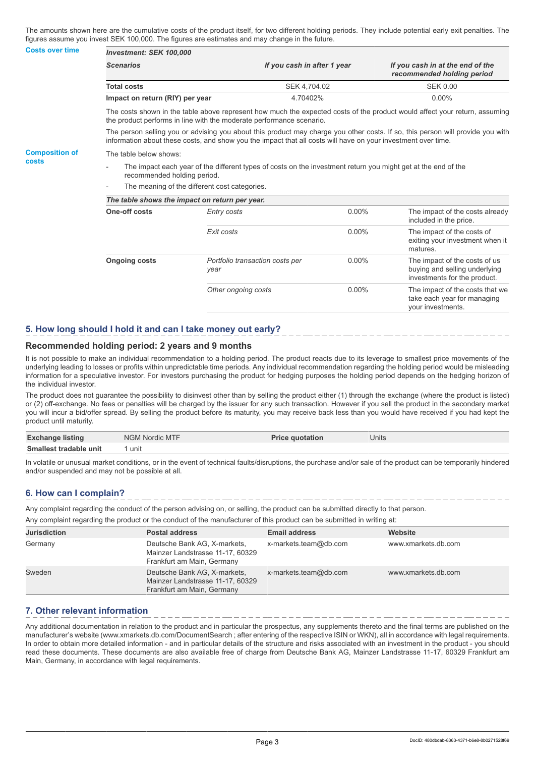The amounts shown here are the cumulative costs of the product itself, for two different holding periods. They include potential early exit penalties. The figures assume you invest SEK 100,000. The figures are estimates and may change in the future.

**Costs over time**

| *Investment: SEK 100,000* | | |
|---|---|---|
| ***Scenarios*** | ***If you cash in after 1 year*** | ***If you cash in at the end of the recommended holding period*** |
| **Total costs** | SEK 4,704.02 | SEK 0.00 |
| **Impact on return (RIY) per year** | 4.70402% | 0.00% |

The costs shown in the table above represent how much the expected costs of the product would affect your return, assuming the product performs in line with the moderate performance scenario.

The person selling you or advising you about this product may charge you other costs. If so, this person will provide you with information about these costs, and show you the impact that all costs will have on your investment over time.

**Composition of costs**

The table below shows:

- The impact each year of the different types of costs on the investment return you might get at the end of the recommended holding period.
- The meaning of the different cost categories.

| *The table shows the impact on return per year.* | | | |
|---|---|---|---|
| **One-off costs** | *Entry costs* | 0.00% | The impact of the costs already included in the price. |
| | *Exit costs* | 0.00% | The impact of the costs of exiting your investment when it matures. |
| **Ongoing costs** | *Portfolio transaction costs per year* | 0.00% | The impact of the costs of us buying and selling underlying investments for the product. |
| | *Other ongoing costs* | 0.00% | The impact of the costs that we take each year for managing your investments. |

## 5. How long should I hold it and can I take money out early?

### Recommended holding period: 2 years and 9 months

It is not possible to make an individual recommendation to a holding period. The product reacts due to its leverage to smallest price movements of the underlying leading to losses or profits within unpredictable time periods. Any individual recommendation regarding the holding period would be misleading information for a speculative investor. For investors purchasing the product for hedging purposes the holding period depends on the hedging horizon of the individual investor.

The product does not guarantee the possibility to disinvest other than by selling the product either (1) through the exchange (where the product is listed) or (2) off-exchange. No fees or penalties will be charged by the issuer for any such transaction. However if you sell the product in the secondary market you will incur a bid/offer spread. By selling the product before its maturity, you may receive back less than you would have received if you had kept the product until maturity.

| **Exchange listing** | NGM Nordic MTF | **Price quotation** | Units |
|---|---|---|---|
| **Smallest tradable unit** | 1 unit | | |

In volatile or unusual market conditions, or in the event of technical faults/disruptions, the purchase and/or sale of the product can be temporarily hindered and/or suspended and may not be possible at all.

## 6. How can I complain?

Any complaint regarding the conduct of the person advising on, or selling, the product can be submitted directly to that person.

Any complaint regarding the product or the conduct of the manufacturer of this product can be submitted in writing at:

| Jurisdiction | Postal address | Email address | Website |
|---|---|---|---|
| Germany | Deutsche Bank AG, X-markets, Mainzer Landstrasse 11-17, 60329 Frankfurt am Main, Germany | x-markets.team@db.com | www.xmarkets.db.com |
| Sweden | Deutsche Bank AG, X-markets, Mainzer Landstrasse 11-17, 60329 Frankfurt am Main, Germany | x-markets.team@db.com | www.xmarkets.db.com |

## 7. Other relevant information

Any additional documentation in relation to the product and in particular the prospectus, any supplements thereto and the final terms are published on the manufacturer's website (www.xmarkets.db.com/DocumentSearch ; after entering of the respective ISIN or WKN), all in accordance with legal requirements. In order to obtain more detailed information - and in particular details of the structure and risks associated with an investment in the product - you should read these documents. These documents are also available free of charge from Deutsche Bank AG, Mainzer Landstrasse 11-17, 60329 Frankfurt am Main, Germany, in accordance with legal requirements.